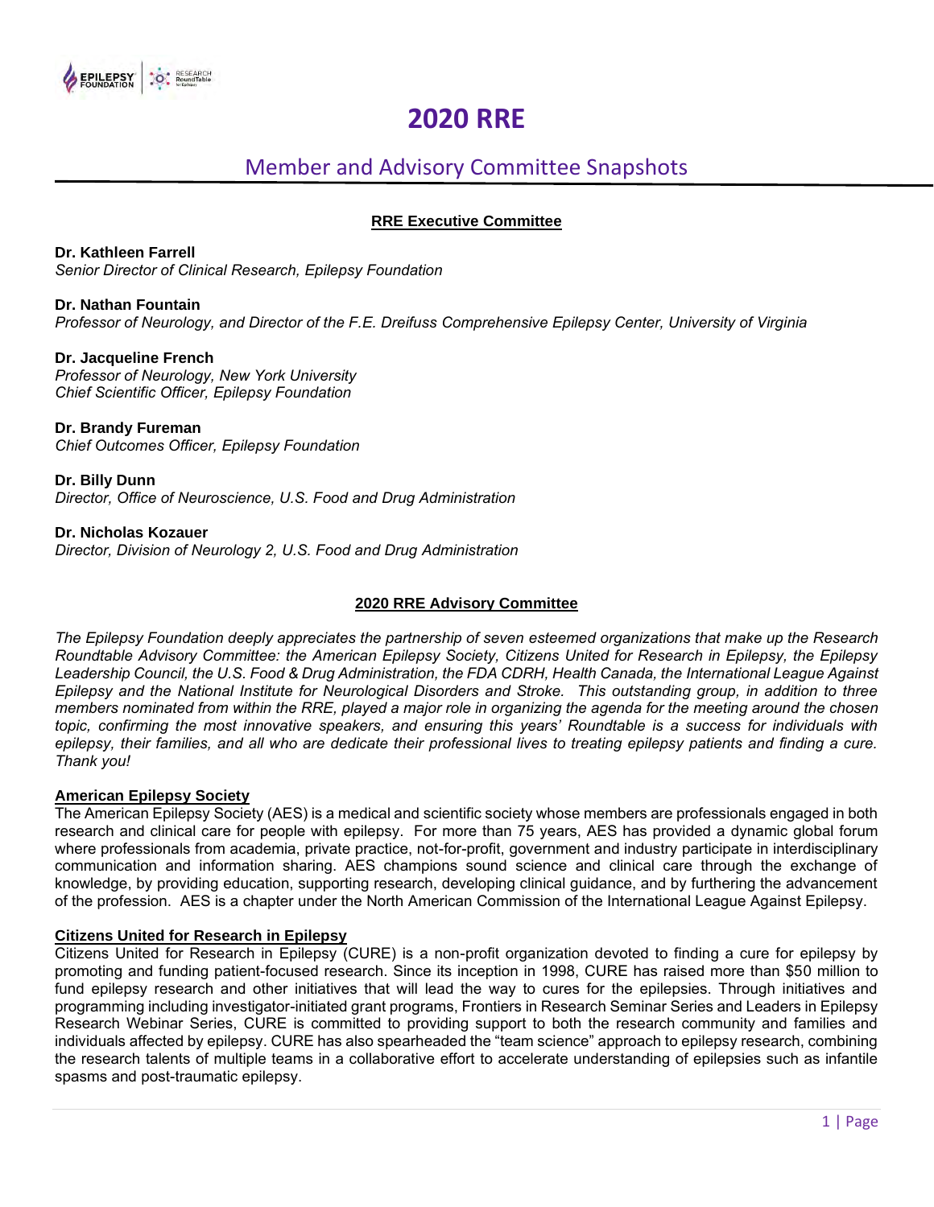# 2020 RRE

## Member and Advisory Committee Snapshots

### RRE Executive Committee

**Dr. Kathleen Farrell**
*Senior Director of Clinical Research, Epilepsy Foundation*

**Dr. Nathan Fountain**
*Professor of Neurology, and Director of the F.E. Dreifuss Comprehensive Epilepsy Center, University of Virginia*

**Dr. Jacqueline French**
*Professor of Neurology, New York University*
*Chief Scientific Officer, Epilepsy Foundation*

**Dr. Brandy Fureman**
*Chief Outcomes Officer, Epilepsy Foundation*

**Dr. Billy Dunn**
*Director, Office of Neuroscience, U.S. Food and Drug Administration*

**Dr. Nicholas Kozauer**
*Director, Division of Neurology 2, U.S. Food and Drug Administration*

### 2020 RRE Advisory Committee

*The Epilepsy Foundation deeply appreciates the partnership of seven esteemed organizations that make up the Research Roundtable Advisory Committee: the American Epilepsy Society, Citizens United for Research in Epilepsy, the Epilepsy Leadership Council, the U.S. Food & Drug Administration, the FDA CDRH, Health Canada, the International League Against Epilepsy and the National Institute for Neurological Disorders and Stroke. This outstanding group, in addition to three members nominated from within the RRE, played a major role in organizing the agenda for the meeting around the chosen topic, confirming the most innovative speakers, and ensuring this years' Roundtable is a success for individuals with epilepsy, their families, and all who are dedicate their professional lives to treating epilepsy patients and finding a cure. Thank you!*

**American Epilepsy Society**

The American Epilepsy Society (AES) is a medical and scientific society whose members are professionals engaged in both research and clinical care for people with epilepsy. For more than 75 years, AES has provided a dynamic global forum where professionals from academia, private practice, not-for-profit, government and industry participate in interdisciplinary communication and information sharing. AES champions sound science and clinical care through the exchange of knowledge, by providing education, supporting research, developing clinical guidance, and by furthering the advancement of the profession. AES is a chapter under the North American Commission of the International League Against Epilepsy.

**Citizens United for Research in Epilepsy**

Citizens United for Research in Epilepsy (CURE) is a non-profit organization devoted to finding a cure for epilepsy by promoting and funding patient-focused research. Since its inception in 1998, CURE has raised more than $50 million to fund epilepsy research and other initiatives that will lead the way to cures for the epilepsies. Through initiatives and programming including investigator-initiated grant programs, Frontiers in Research Seminar Series and Leaders in Epilepsy Research Webinar Series, CURE is committed to providing support to both the research community and families and individuals affected by epilepsy. CURE has also spearheaded the "team science" approach to epilepsy research, combining the research talents of multiple teams in a collaborative effort to accelerate understanding of epilepsies such as infantile spasms and post-traumatic epilepsy.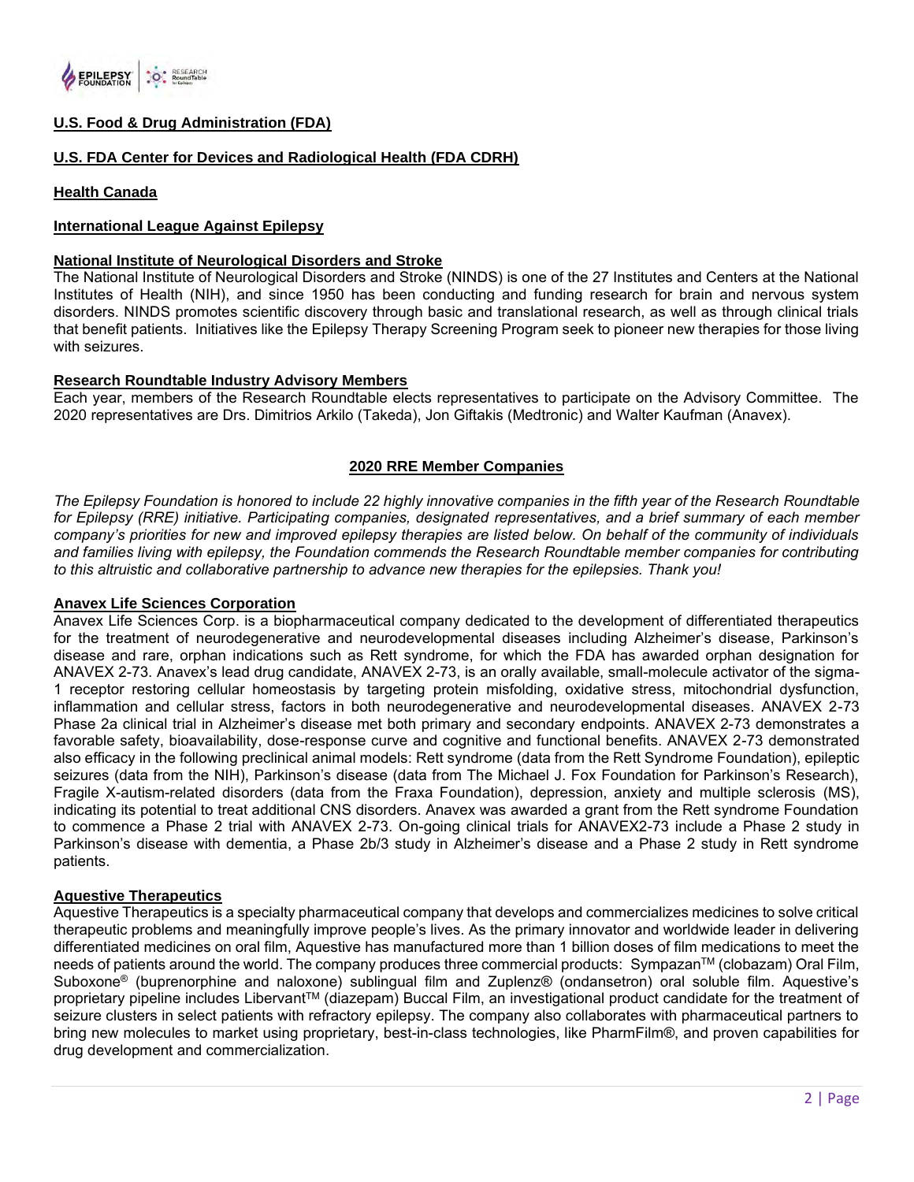**U.S. Food & Drug Administration (FDA)**

**U.S. FDA Center for Devices and Radiological Health (FDA CDRH)**

**Health Canada**

**International League Against Epilepsy**

**National Institute of Neurological Disorders and Stroke**

The National Institute of Neurological Disorders and Stroke (NINDS) is one of the 27 Institutes and Centers at the National Institutes of Health (NIH), and since 1950 has been conducting and funding research for brain and nervous system disorders. NINDS promotes scientific discovery through basic and translational research, as well as through clinical trials that benefit patients. Initiatives like the Epilepsy Therapy Screening Program seek to pioneer new therapies for those living with seizures.

**Research Roundtable Industry Advisory Members**

Each year, members of the Research Roundtable elects representatives to participate on the Advisory Committee. The 2020 representatives are Drs. Dimitrios Arkilo (Takeda), Jon Giftakis (Medtronic) and Walter Kaufman (Anavex).

## 2020 RRE Member Companies

*The Epilepsy Foundation is honored to include 22 highly innovative companies in the fifth year of the Research Roundtable for Epilepsy (RRE) initiative. Participating companies, designated representatives, and a brief summary of each member company's priorities for new and improved epilepsy therapies are listed below. On behalf of the community of individuals and families living with epilepsy, the Foundation commends the Research Roundtable member companies for contributing to this altruistic and collaborative partnership to advance new therapies for the epilepsies. Thank you!*

**Anavex Life Sciences Corporation**

Anavex Life Sciences Corp. is a biopharmaceutical company dedicated to the development of differentiated therapeutics for the treatment of neurodegenerative and neurodevelopmental diseases including Alzheimer's disease, Parkinson's disease and rare, orphan indications such as Rett syndrome, for which the FDA has awarded orphan designation for ANAVEX 2-73. Anavex's lead drug candidate, ANAVEX 2-73, is an orally available, small-molecule activator of the sigma-1 receptor restoring cellular homeostasis by targeting protein misfolding, oxidative stress, mitochondrial dysfunction, inflammation and cellular stress, factors in both neurodegenerative and neurodevelopmental diseases. ANAVEX 2-73 Phase 2a clinical trial in Alzheimer's disease met both primary and secondary endpoints. ANAVEX 2-73 demonstrates a favorable safety, bioavailability, dose-response curve and cognitive and functional benefits. ANAVEX 2-73 demonstrated also efficacy in the following preclinical animal models: Rett syndrome (data from the Rett Syndrome Foundation), epileptic seizures (data from the NIH), Parkinson's disease (data from The Michael J. Fox Foundation for Parkinson's Research), Fragile X-autism-related disorders (data from the Fraxa Foundation), depression, anxiety and multiple sclerosis (MS), indicating its potential to treat additional CNS disorders. Anavex was awarded a grant from the Rett syndrome Foundation to commence a Phase 2 trial with ANAVEX 2-73. On-going clinical trials for ANAVEX2-73 include a Phase 2 study in Parkinson's disease with dementia, a Phase 2b/3 study in Alzheimer's disease and a Phase 2 study in Rett syndrome patients.

**Aquestive Therapeutics**

Aquestive Therapeutics is a specialty pharmaceutical company that develops and commercializes medicines to solve critical therapeutic problems and meaningfully improve people's lives. As the primary innovator and worldwide leader in delivering differentiated medicines on oral film, Aquestive has manufactured more than 1 billion doses of film medications to meet the needs of patients around the world. The company produces three commercial products: Sympazan™ (clobazam) Oral Film, Suboxone® (buprenorphine and naloxone) sublingual film and Zuplenz® (ondansetron) oral soluble film. Aquestive's proprietary pipeline includes Libervant™ (diazepam) Buccal Film, an investigational product candidate for the treatment of seizure clusters in select patients with refractory epilepsy. The company also collaborates with pharmaceutical partners to bring new molecules to market using proprietary, best-in-class technologies, like PharmFilm®, and proven capabilities for drug development and commercialization.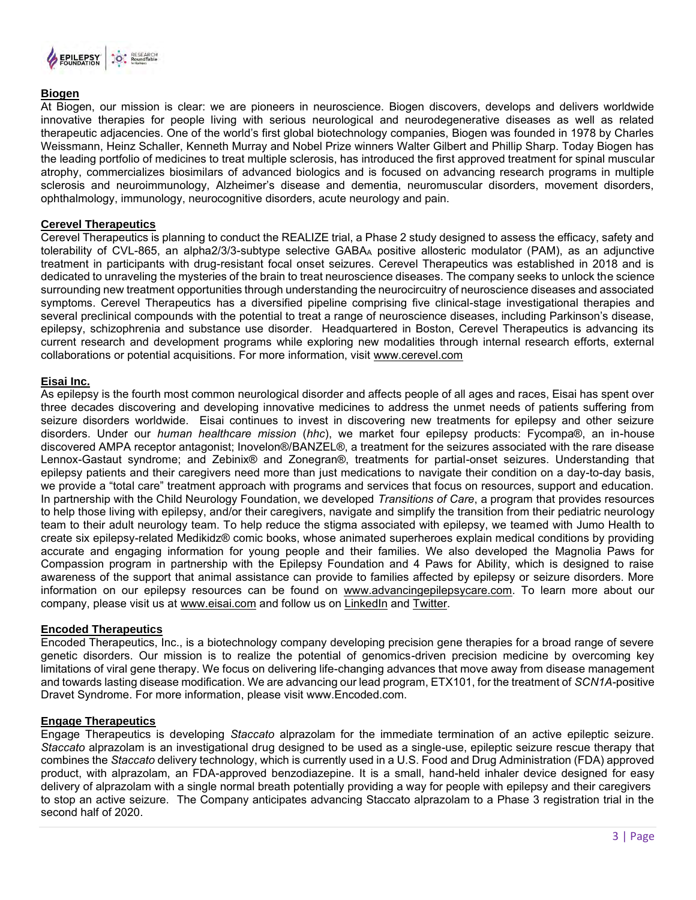**Biogen**

At Biogen, our mission is clear: we are pioneers in neuroscience. Biogen discovers, develops and delivers worldwide innovative therapies for people living with serious neurological and neurodegenerative diseases as well as related therapeutic adjacencies. One of the world's first global biotechnology companies, Biogen was founded in 1978 by Charles Weissmann, Heinz Schaller, Kenneth Murray and Nobel Prize winners Walter Gilbert and Phillip Sharp. Today Biogen has the leading portfolio of medicines to treat multiple sclerosis, has introduced the first approved treatment for spinal muscular atrophy, commercializes biosimilars of advanced biologics and is focused on advancing research programs in multiple sclerosis and neuroimmunology, Alzheimer's disease and dementia, neuromuscular disorders, movement disorders, ophthalmology, immunology, neurocognitive disorders, acute neurology and pain.

**Cerevel Therapeutics**

Cerevel Therapeutics is planning to conduct the REALIZE trial, a Phase 2 study designed to assess the efficacy, safety and tolerability of CVL-865, an alpha2/3/3-subtype selective $GABA_A$ positive allosteric modulator (PAM), as an adjunctive treatment in participants with drug-resistant focal onset seizures. Cerevel Therapeutics was established in 2018 and is dedicated to unraveling the mysteries of the brain to treat neuroscience diseases. The company seeks to unlock the science surrounding new treatment opportunities through understanding the neurocircuitry of neuroscience diseases and associated symptoms. Cerevel Therapeutics has a diversified pipeline comprising five clinical-stage investigational therapies and several preclinical compounds with the potential to treat a range of neuroscience diseases, including Parkinson's disease, epilepsy, schizophrenia and substance use disorder. Headquartered in Boston, Cerevel Therapeutics is advancing its current research and development programs while exploring new modalities through internal research efforts, external collaborations or potential acquisitions. For more information, visit www.cerevel.com

**Eisai Inc.**

As epilepsy is the fourth most common neurological disorder and affects people of all ages and races, Eisai has spent over three decades discovering and developing innovative medicines to address the unmet needs of patients suffering from seizure disorders worldwide. Eisai continues to invest in discovering new treatments for epilepsy and other seizure disorders. Under our *human healthcare mission* (*hhc*), we market four epilepsy products: Fycompa®, an in-house discovered AMPA receptor antagonist; Inovelon®/BANZEL®, a treatment for the seizures associated with the rare disease Lennox-Gastaut syndrome; and Zebinix® and Zonegran®, treatments for partial-onset seizures. Understanding that epilepsy patients and their caregivers need more than just medications to navigate their condition on a day-to-day basis, we provide a "total care" treatment approach with programs and services that focus on resources, support and education. In partnership with the Child Neurology Foundation, we developed *Transitions of Care*, a program that provides resources to help those living with epilepsy, and/or their caregivers, navigate and simplify the transition from their pediatric neurology team to their adult neurology team. To help reduce the stigma associated with epilepsy, we teamed with Jumo Health to create six epilepsy-related Medikidz® comic books, whose animated superheroes explain medical conditions by providing accurate and engaging information for young people and their families. We also developed the Magnolia Paws for Compassion program in partnership with the Epilepsy Foundation and 4 Paws for Ability, which is designed to raise awareness of the support that animal assistance can provide to families affected by epilepsy or seizure disorders. More information on our epilepsy resources can be found on www.advancingepilepsycare.com. To learn more about our company, please visit us at www.eisai.com and follow us on LinkedIn and Twitter.

**Encoded Therapeutics**

Encoded Therapeutics, Inc., is a biotechnology company developing precision gene therapies for a broad range of severe genetic disorders. Our mission is to realize the potential of genomics-driven precision medicine by overcoming key limitations of viral gene therapy. We focus on delivering life-changing advances that move away from disease management and towards lasting disease modification. We are advancing our lead program, ETX101, for the treatment of *SCN1A*-positive Dravet Syndrome. For more information, please visit www.Encoded.com.

**Engage Therapeutics**

Engage Therapeutics is developing *Staccato* alprazolam for the immediate termination of an active epileptic seizure. *Staccato* alprazolam is an investigational drug designed to be used as a single-use, epileptic seizure rescue therapy that combines the *Staccato* delivery technology, which is currently used in a U.S. Food and Drug Administration (FDA) approved product, with alprazolam, an FDA-approved benzodiazepine. It is a small, hand-held inhaler device designed for easy delivery of alprazolam with a single normal breath potentially providing a way for people with epilepsy and their caregivers to stop an active seizure. The Company anticipates advancing Staccato alprazolam to a Phase 3 registration trial in the second half of 2020.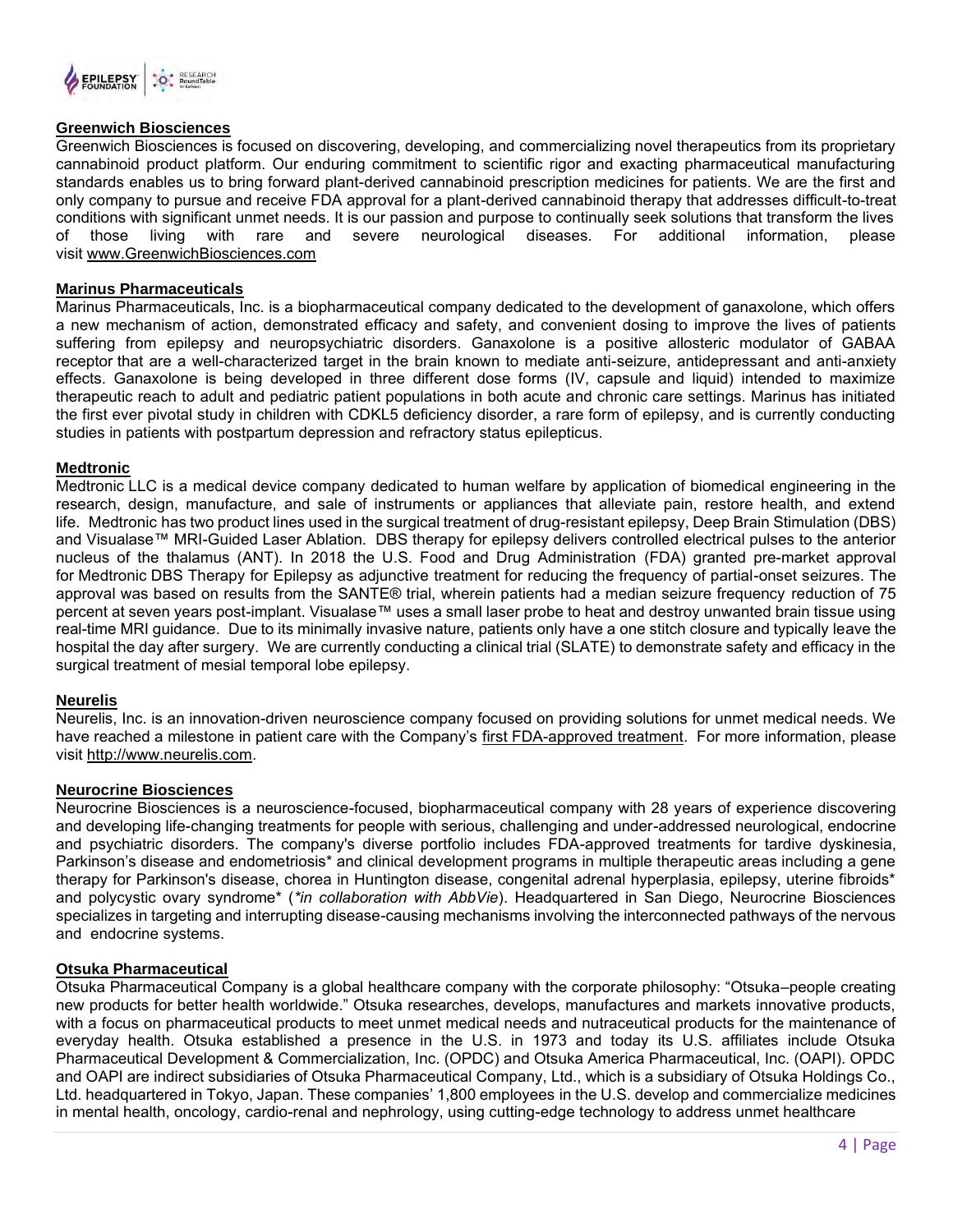## Greenwich Biosciences

Greenwich Biosciences is focused on discovering, developing, and commercializing novel therapeutics from its proprietary cannabinoid product platform. Our enduring commitment to scientific rigor and exacting pharmaceutical manufacturing standards enables us to bring forward plant-derived cannabinoid prescription medicines for patients. We are the first and only company to pursue and receive FDA approval for a plant-derived cannabinoid therapy that addresses difficult-to-treat conditions with significant unmet needs. It is our passion and purpose to continually seek solutions that transform the lives of those living with rare and severe neurological diseases. For additional information, please visit [www.GreenwichBiosciences.com](www.GreenwichBiosciences.com)

## Marinus Pharmaceuticals

Marinus Pharmaceuticals, Inc. is a biopharmaceutical company dedicated to the development of ganaxolone, which offers a new mechanism of action, demonstrated efficacy and safety, and convenient dosing to improve the lives of patients suffering from epilepsy and neuropsychiatric disorders. Ganaxolone is a positive allosteric modulator of GABAA receptor that are a well-characterized target in the brain known to mediate anti-seizure, antidepressant and anti-anxiety effects. Ganaxolone is being developed in three different dose forms (IV, capsule and liquid) intended to maximize therapeutic reach to adult and pediatric patient populations in both acute and chronic care settings. Marinus has initiated the first ever pivotal study in children with CDKL5 deficiency disorder, a rare form of epilepsy, and is currently conducting studies in patients with postpartum depression and refractory status epilepticus.

## Medtronic

Medtronic LLC is a medical device company dedicated to human welfare by application of biomedical engineering in the research, design, manufacture, and sale of instruments or appliances that alleviate pain, restore health, and extend life. Medtronic has two product lines used in the surgical treatment of drug-resistant epilepsy, Deep Brain Stimulation (DBS) and Visualase™ MRI-Guided Laser Ablation. DBS therapy for epilepsy delivers controlled electrical pulses to the anterior nucleus of the thalamus (ANT). In 2018 the U.S. Food and Drug Administration (FDA) granted pre-market approval for Medtronic DBS Therapy for Epilepsy as adjunctive treatment for reducing the frequency of partial-onset seizures. The approval was based on results from the SANTE® trial, wherein patients had a median seizure frequency reduction of 75 percent at seven years post-implant. Visualase™ uses a small laser probe to heat and destroy unwanted brain tissue using real-time MRI guidance. Due to its minimally invasive nature, patients only have a one stitch closure and typically leave the hospital the day after surgery. We are currently conducting a clinical trial (SLATE) to demonstrate safety and efficacy in the surgical treatment of mesial temporal lobe epilepsy.

## Neurelis

Neurelis, Inc. is an innovation-driven neuroscience company focused on providing solutions for unmet medical needs. We have reached a milestone in patient care with the Company's first FDA-approved treatment. For more information, please visit [http://www.neurelis.com](http://www.neurelis.com).

## Neurocrine Biosciences

Neurocrine Biosciences is a neuroscience-focused, biopharmaceutical company with 28 years of experience discovering and developing life-changing treatments for people with serious, challenging and under-addressed neurological, endocrine and psychiatric disorders. The company's diverse portfolio includes FDA-approved treatments for tardive dyskinesia, Parkinson's disease and endometriosis* and clinical development programs in multiple therapeutic areas including a gene therapy for Parkinson's disease, chorea in Huntington disease, congenital adrenal hyperplasia, epilepsy, uterine fibroids* and polycystic ovary syndrome* (*\*in collaboration with AbbVie*). Headquartered in San Diego, Neurocrine Biosciences specializes in targeting and interrupting disease-causing mechanisms involving the interconnected pathways of the nervous and endocrine systems.

## Otsuka Pharmaceutical

Otsuka Pharmaceutical Company is a global healthcare company with the corporate philosophy: "Otsuka–people creating new products for better health worldwide." Otsuka researches, develops, manufactures and markets innovative products, with a focus on pharmaceutical products to meet unmet medical needs and nutraceutical products for the maintenance of everyday health. Otsuka established a presence in the U.S. in 1973 and today its U.S. affiliates include Otsuka Pharmaceutical Development & Commercialization, Inc. (OPDC) and Otsuka America Pharmaceutical, Inc. (OAPI). OPDC and OAPI are indirect subsidiaries of Otsuka Pharmaceutical Company, Ltd., which is a subsidiary of Otsuka Holdings Co., Ltd. headquartered in Tokyo, Japan. These companies' 1,800 employees in the U.S. develop and commercialize medicines in mental health, oncology, cardio-renal and nephrology, using cutting-edge technology to address unmet healthcare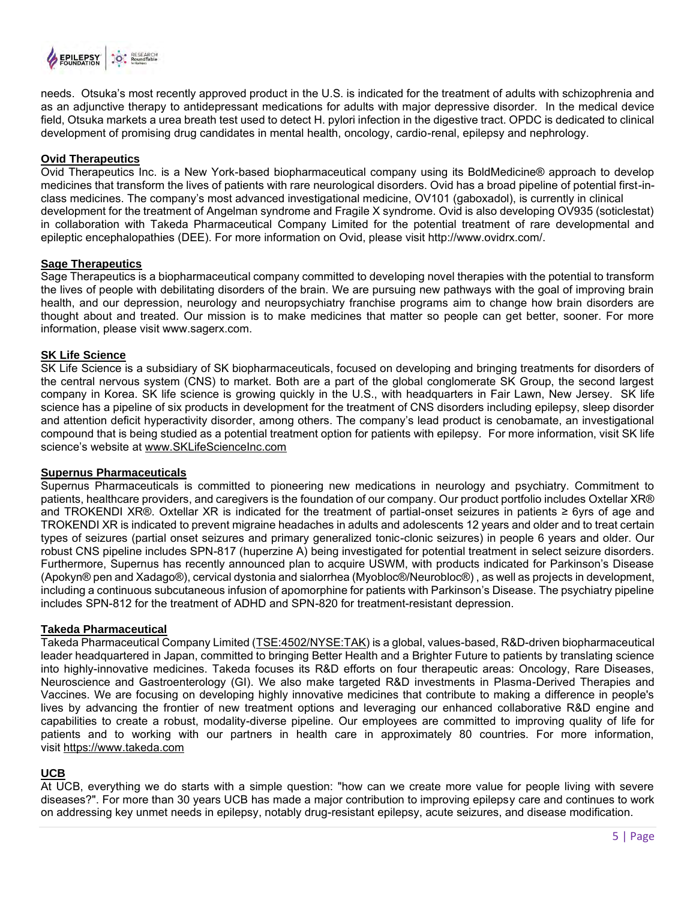needs. Otsuka's most recently approved product in the U.S. is indicated for the treatment of adults with schizophrenia and as an adjunctive therapy to antidepressant medications for adults with major depressive disorder. In the medical device field, Otsuka markets a urea breath test used to detect H. pylori infection in the digestive tract. OPDC is dedicated to clinical development of promising drug candidates in mental health, oncology, cardio-renal, epilepsy and nephrology.

## Ovid Therapeutics

Ovid Therapeutics Inc. is a New York-based biopharmaceutical company using its BoldMedicine® approach to develop medicines that transform the lives of patients with rare neurological disorders. Ovid has a broad pipeline of potential first-in-class medicines. The company's most advanced investigational medicine, OV101 (gaboxadol), is currently in clinical development for the treatment of Angelman syndrome and Fragile X syndrome. Ovid is also developing OV935 (soticlestat) in collaboration with Takeda Pharmaceutical Company Limited for the potential treatment of rare developmental and epileptic encephalopathies (DEE). For more information on Ovid, please visit http://www.ovidrx.com/.

## Sage Therapeutics

Sage Therapeutics is a biopharmaceutical company committed to developing novel therapies with the potential to transform the lives of people with debilitating disorders of the brain. We are pursuing new pathways with the goal of improving brain health, and our depression, neurology and neuropsychiatry franchise programs aim to change how brain disorders are thought about and treated. Our mission is to make medicines that matter so people can get better, sooner. For more information, please visit www.sagerx.com.

## SK Life Science

SK Life Science is a subsidiary of SK biopharmaceuticals, focused on developing and bringing treatments for disorders of the central nervous system (CNS) to market. Both are a part of the global conglomerate SK Group, the second largest company in Korea. SK life science is growing quickly in the U.S., with headquarters in Fair Lawn, New Jersey. SK life science has a pipeline of six products in development for the treatment of CNS disorders including epilepsy, sleep disorder and attention deficit hyperactivity disorder, among others. The company's lead product is cenobamate, an investigational compound that is being studied as a potential treatment option for patients with epilepsy. For more information, visit SK life science's website at www.SKLifeScienceInc.com

## Supernus Pharmaceuticals

Supernus Pharmaceuticals is committed to pioneering new medications in neurology and psychiatry. Commitment to patients, healthcare providers, and caregivers is the foundation of our company. Our product portfolio includes Oxtellar XR® and TROKENDI XR®. Oxtellar XR is indicated for the treatment of partial-onset seizures in patients ≥ 6yrs of age and TROKENDI XR is indicated to prevent migraine headaches in adults and adolescents 12 years and older and to treat certain types of seizures (partial onset seizures and primary generalized tonic-clonic seizures) in people 6 years and older. Our robust CNS pipeline includes SPN-817 (huperzine A) being investigated for potential treatment in select seizure disorders. Furthermore, Supernus has recently announced plan to acquire USWM, with products indicated for Parkinson's Disease (Apokyn® pen and Xadago®), cervical dystonia and sialorrhea (Myobloc®/Neurobloc®) , as well as projects in development, including a continuous subcutaneous infusion of apomorphine for patients with Parkinson's Disease. The psychiatry pipeline includes SPN-812 for the treatment of ADHD and SPN-820 for treatment-resistant depression.

## Takeda Pharmaceutical

Takeda Pharmaceutical Company Limited (TSE:4502/NYSE:TAK) is a global, values-based, R&D-driven biopharmaceutical leader headquartered in Japan, committed to bringing Better Health and a Brighter Future to patients by translating science into highly-innovative medicines. Takeda focuses its R&D efforts on four therapeutic areas: Oncology, Rare Diseases, Neuroscience and Gastroenterology (GI). We also make targeted R&D investments in Plasma-Derived Therapies and Vaccines. We are focusing on developing highly innovative medicines that contribute to making a difference in people's lives by advancing the frontier of new treatment options and leveraging our enhanced collaborative R&D engine and capabilities to create a robust, modality-diverse pipeline. Our employees are committed to improving quality of life for patients and to working with our partners in health care in approximately 80 countries. For more information, visit https://www.takeda.com

## UCB

At UCB, everything we do starts with a simple question: "how can we create more value for people living with severe diseases?". For more than 30 years UCB has made a major contribution to improving epilepsy care and continues to work on addressing key unmet needs in epilepsy, notably drug-resistant epilepsy, acute seizures, and disease modification.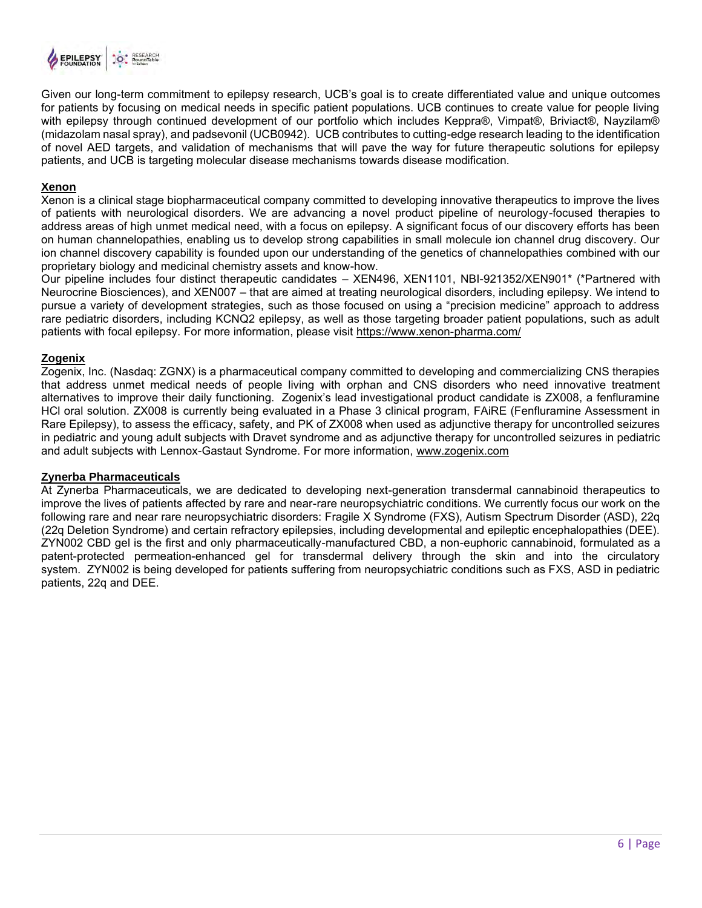Given our long-term commitment to epilepsy research, UCB's goal is to create differentiated value and unique outcomes for patients by focusing on medical needs in specific patient populations. UCB continues to create value for people living with epilepsy through continued development of our portfolio which includes Keppra®, Vimpat®, Briviact®, Nayzilam® (midazolam nasal spray), and padsevonil (UCB0942). UCB contributes to cutting-edge research leading to the identification of novel AED targets, and validation of mechanisms that will pave the way for future therapeutic solutions for epilepsy patients, and UCB is targeting molecular disease mechanisms towards disease modification.

## Xenon

Xenon is a clinical stage biopharmaceutical company committed to developing innovative therapeutics to improve the lives of patients with neurological disorders. We are advancing a novel product pipeline of neurology-focused therapies to address areas of high unmet medical need, with a focus on epilepsy. A significant focus of our discovery efforts has been on human channelopathies, enabling us to develop strong capabilities in small molecule ion channel drug discovery. Our ion channel discovery capability is founded upon our understanding of the genetics of channelopathies combined with our proprietary biology and medicinal chemistry assets and know-how.

Our pipeline includes four distinct therapeutic candidates – XEN496, XEN1101, NBI-921352/XEN901* (*Partnered with Neurocrine Biosciences), and XEN007 – that are aimed at treating neurological disorders, including epilepsy. We intend to pursue a variety of development strategies, such as those focused on using a "precision medicine" approach to address rare pediatric disorders, including KCNQ2 epilepsy, as well as those targeting broader patient populations, such as adult patients with focal epilepsy. For more information, please visit https://www.xenon-pharma.com/

## Zogenix

Zogenix, Inc. (Nasdaq: ZGNX) is a pharmaceutical company committed to developing and commercializing CNS therapies that address unmet medical needs of people living with orphan and CNS disorders who need innovative treatment alternatives to improve their daily functioning. Zogenix's lead investigational product candidate is ZX008, a fenfluramine HCl oral solution. ZX008 is currently being evaluated in a Phase 3 clinical program, FAiRE (Fenfluramine Assessment in Rare Epilepsy), to assess the efficacy, safety, and PK of ZX008 when used as adjunctive therapy for uncontrolled seizures in pediatric and young adult subjects with Dravet syndrome and as adjunctive therapy for uncontrolled seizures in pediatric and adult subjects with Lennox-Gastaut Syndrome. For more information, www.zogenix.com

## Zynerba Pharmaceuticals

At Zynerba Pharmaceuticals, we are dedicated to developing next-generation transdermal cannabinoid therapeutics to improve the lives of patients affected by rare and near-rare neuropsychiatric conditions. We currently focus our work on the following rare and near rare neuropsychiatric disorders: Fragile X Syndrome (FXS), Autism Spectrum Disorder (ASD), 22q (22q Deletion Syndrome) and certain refractory epilepsies, including developmental and epileptic encephalopathies (DEE). ZYN002 CBD gel is the first and only pharmaceutically-manufactured CBD, a non-euphoric cannabinoid, formulated as a patent-protected permeation-enhanced gel for transdermal delivery through the skin and into the circulatory system. ZYN002 is being developed for patients suffering from neuropsychiatric conditions such as FXS, ASD in pediatric patients, 22q and DEE.